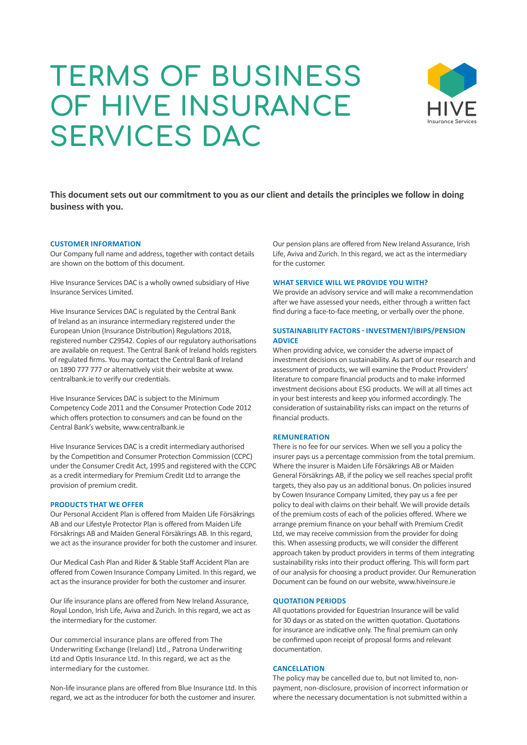# TERMS OF BUSINESS OF HIVE INSURANCE SERVICES DAC

HIVE
Insurance Services

**This document sets out our commitment to you as our client and details the principles we follow in doing business with you.**

### CUSTOMER INFORMATION

Our Company full name and address, together with contact details are shown on the bottom of this document.

Hive Insurance Services DAC is a wholly owned subsidiary of Hive Insurance Services Limited.

Hive Insurance Services DAC is regulated by the Central Bank of Ireland as an insurance intermediary registered under the European Union (Insurance Distribution) Regulations 2018, registered number C29542. Copies of our regulatory authorisations are available on request. The Central Bank of Ireland holds registers of regulated firms. You may contact the Central Bank of Ireland on 1890 777 777 or alternatively visit their website at www.centralbank.ie to verify our credentials.

Hive Insurance Services DAC is subject to the Minimum Competency Code 2011 and the Consumer Protection Code 2012 which offers protection to consumers and can be found on the Central Bank's website, www.centralbank.ie

Hive Insurance Services DAC is a credit intermediary authorised by the Competition and Consumer Protection Commission (CCPC) under the Consumer Credit Act, 1995 and registered with the CCPC as a credit intermediary for Premium Credit Ltd to arrange the provision of premium credit.

### PRODUCTS THAT WE OFFER

Our Personal Accident Plan is offered from Maiden Life Försäkrings AB and our Lifestyle Protector Plan is offered from Maiden Life Försäkrings AB and Maiden General Försäkrings AB. In this regard, we act as the insurance provider for both the customer and insurer.

Our Medical Cash Plan and Rider & Stable Staff Accident Plan are offered from Cowen Insurance Company Limited. In this regard, we act as the insurance provider for both the customer and insurer.

Our life insurance plans are offered from New Ireland Assurance, Royal London, Irish Life, Aviva and Zurich. In this regard, we act as the intermediary for the customer.

Our commercial insurance plans are offered from The Underwriting Exchange (Ireland) Ltd., Patrona Underwriting Ltd and Optis Insurance Ltd. In this regard, we act as the intermediary for the customer.

Non-life insurance plans are offered from Blue Insurance Ltd. In this regard, we act as the introducer for both the customer and insurer.

Our pension plans are offered from New Ireland Assurance, Irish Life, Aviva and Zurich. In this regard, we act as the intermediary for the customer.

### WHAT SERVICE WILL WE PROVIDE YOU WITH?

We provide an advisory service and will make a recommendation after we have assessed your needs, either through a written fact find during a face-to-face meeting, or verbally over the phone.

### SUSTAINABILITY FACTORS - INVESTMENT/IBIPS/PENSION ADVICE

When providing advice, we consider the adverse impact of investment decisions on sustainability. As part of our research and assessment of products, we will examine the Product Providers' literature to compare financial products and to make informed investment decisions about ESG products. We will at all times act in your best interests and keep you informed accordingly. The consideration of sustainability risks can impact on the returns of financial products.

### REMUNERATION

There is no fee for our services. When we sell you a policy the insurer pays us a percentage commission from the total premium. Where the insurer is Maiden Life Försäkrings AB or Maiden General Försäkrings AB, if the policy we sell reaches special profit targets, they also pay us an additional bonus. On policies insured by Cowen Insurance Company Limited, they pay us a fee per policy to deal with claims on their behalf. We will provide details of the premium costs of each of the policies offered. Where we arrange premium finance on your behalf with Premium Credit Ltd, we may receive commission from the provider for doing this. When assessing products, we will consider the different approach taken by product providers in terms of them integrating sustainability risks into their product offering. This will form part of our analysis for choosing a product provider. Our Remuneration Document can be found on our website, www.hiveinsure.ie

### QUOTATION PERIODS

All quotations provided for Equestrian Insurance will be valid for 30 days or as stated on the written quotation. Quotations for insurance are indicative only. The final premium can only be confirmed upon receipt of proposal forms and relevant documentation.

### CANCELLATION

The policy may be cancelled due to, but not limited to, non-payment, non-disclosure, provision of incorrect information or where the necessary documentation is not submitted within a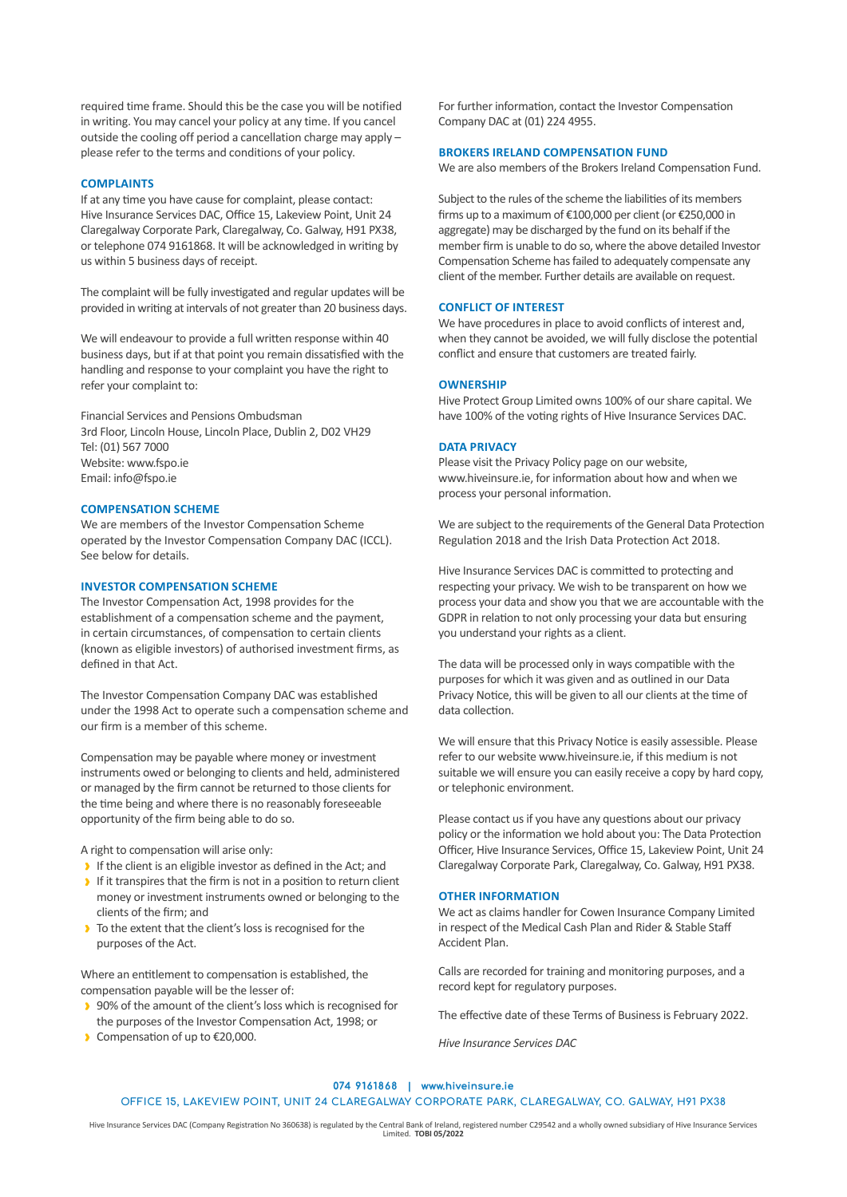required time frame. Should this be the case you will be notified in writing. You may cancel your policy at any time. If you cancel outside the cooling off period a cancellation charge may apply – please refer to the terms and conditions of your policy.

## COMPLAINTS

If at any time you have cause for complaint, please contact: Hive Insurance Services DAC, Office 15, Lakeview Point, Unit 24 Claregalway Corporate Park, Claregalway, Co. Galway, H91 PX38, or telephone 074 9161868. It will be acknowledged in writing by us within 5 business days of receipt.

The complaint will be fully investigated and regular updates will be provided in writing at intervals of not greater than 20 business days.

We will endeavour to provide a full written response within 40 business days, but if at that point you remain dissatisfied with the handling and response to your complaint you have the right to refer your complaint to:

Financial Services and Pensions Ombudsman
3rd Floor, Lincoln House, Lincoln Place, Dublin 2, D02 VH29
Tel: (01) 567 7000
Website: www.fspo.ie
Email: info@fspo.ie

## COMPENSATION SCHEME

We are members of the Investor Compensation Scheme operated by the Investor Compensation Company DAC (ICCL). See below for details.

## INVESTOR COMPENSATION SCHEME

The Investor Compensation Act, 1998 provides for the establishment of a compensation scheme and the payment, in certain circumstances, of compensation to certain clients (known as eligible investors) of authorised investment firms, as defined in that Act.

The Investor Compensation Company DAC was established under the 1998 Act to operate such a compensation scheme and our firm is a member of this scheme.

Compensation may be payable where money or investment instruments owed or belonging to clients and held, administered or managed by the firm cannot be returned to those clients for the time being and where there is no reasonably foreseeable opportunity of the firm being able to do so.

A right to compensation will arise only:

- If the client is an eligible investor as defined in the Act; and
- If it transpires that the firm is not in a position to return client money or investment instruments owned or belonging to the clients of the firm; and
- To the extent that the client's loss is recognised for the purposes of the Act.

Where an entitlement to compensation is established, the compensation payable will be the lesser of:

- 90% of the amount of the client's loss which is recognised for the purposes of the Investor Compensation Act, 1998; or
- Compensation of up to €20,000.

For further information, contact the Investor Compensation Company DAC at (01) 224 4955.

## BROKERS IRELAND COMPENSATION FUND

We are also members of the Brokers Ireland Compensation Fund.

Subject to the rules of the scheme the liabilities of its members firms up to a maximum of €100,000 per client (or €250,000 in aggregate) may be discharged by the fund on its behalf if the member firm is unable to do so, where the above detailed Investor Compensation Scheme has failed to adequately compensate any client of the member. Further details are available on request.

## CONFLICT OF INTEREST

We have procedures in place to avoid conflicts of interest and, when they cannot be avoided, we will fully disclose the potential conflict and ensure that customers are treated fairly.

## OWNERSHIP

Hive Protect Group Limited owns 100% of our share capital. We have 100% of the voting rights of Hive Insurance Services DAC.

## DATA PRIVACY

Please visit the Privacy Policy page on our website, www.hiveinsure.ie, for information about how and when we process your personal information.

We are subject to the requirements of the General Data Protection Regulation 2018 and the Irish Data Protection Act 2018.

Hive Insurance Services DAC is committed to protecting and respecting your privacy. We wish to be transparent on how we process your data and show you that we are accountable with the GDPR in relation to not only processing your data but ensuring you understand your rights as a client.

The data will be processed only in ways compatible with the purposes for which it was given and as outlined in our Data Privacy Notice, this will be given to all our clients at the time of data collection.

We will ensure that this Privacy Notice is easily assessible. Please refer to our website www.hiveinsure.ie, if this medium is not suitable we will ensure you can easily receive a copy by hard copy, or telephonic environment.

Please contact us if you have any questions about our privacy policy or the information we hold about you: The Data Protection Officer, Hive Insurance Services, Office 15, Lakeview Point, Unit 24 Claregalway Corporate Park, Claregalway, Co. Galway, H91 PX38.

## OTHER INFORMATION

We act as claims handler for Cowen Insurance Company Limited in respect of the Medical Cash Plan and Rider & Stable Staff Accident Plan.

Calls are recorded for training and monitoring purposes, and a record kept for regulatory purposes.

The effective date of these Terms of Business is February 2022.

*Hive Insurance Services DAC*

074 9161868 | www.hiveinsure.ie
OFFICE 15, LAKEVIEW POINT, UNIT 24 CLAREGALWAY CORPORATE PARK, CLAREGALWAY, CO. GALWAY, H91 PX38

Hive Insurance Services DAC (Company Registration No 360638) is regulated by the Central Bank of Ireland, registered number C29542 and a wholly owned subsidiary of Hive Insurance Services Limited. **TOBI 05/2022**